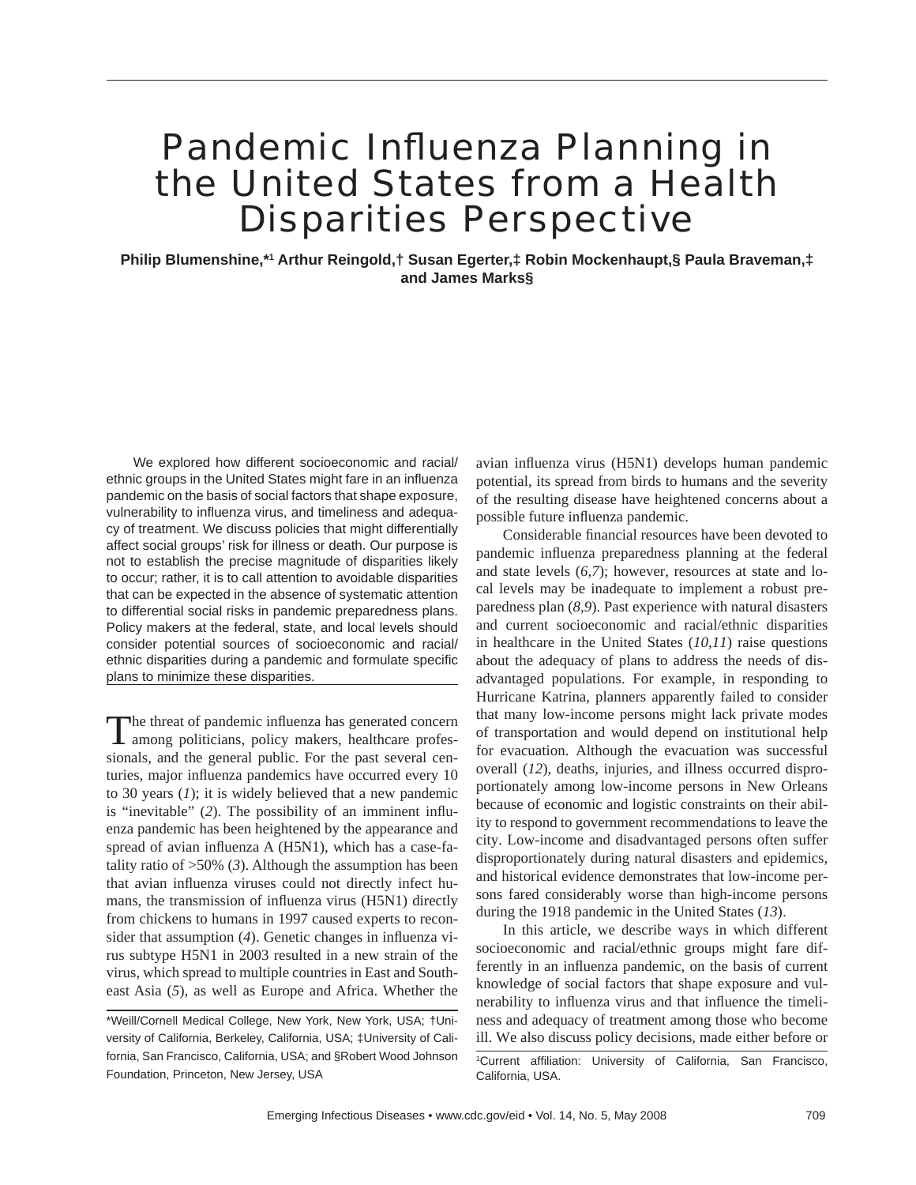# Pandemic Influenza Planning in the United States from a Health Disparities Perspective

**Philip Blumenshine,*[1] Arthur Reingold,† Susan Egerter,‡ Robin Mockenhaupt,§ Paula Braveman,‡ and James Marks§**

We explored how different socioeconomic and racial/ethnic groups in the United States might fare in an influenza pandemic on the basis of social factors that shape exposure, vulnerability to influenza virus, and timeliness and adequacy of treatment. We discuss policies that might differentially affect social groups' risk for illness or death. Our purpose is not to establish the precise magnitude of disparities likely to occur; rather, it is to call attention to avoidable disparities that can be expected in the absence of systematic attention to differential social risks in pandemic preparedness plans. Policy makers at the federal, state, and local levels should consider potential sources of socioeconomic and racial/ethnic disparities during a pandemic and formulate specific plans to minimize these disparities.

The threat of pandemic influenza has generated concern among politicians, policy makers, healthcare professionals, and the general public. For the past several centuries, major influenza pandemics have occurred every 10 to 30 years (*1*); it is widely believed that a new pandemic is "inevitable" (*2*). The possibility of an imminent influenza pandemic has been heightened by the appearance and spread of avian influenza A (H5N1), which has a case-fatality ratio of >50% (*3*). Although the assumption has been that avian influenza viruses could not directly infect humans, the transmission of influenza virus (H5N1) directly from chickens to humans in 1997 caused experts to reconsider that assumption (*4*). Genetic changes in influenza virus subtype H5N1 in 2003 resulted in a new strain of the virus, which spread to multiple countries in East and Southeast Asia (*5*), as well as Europe and Africa. Whether the avian influenza virus (H5N1) develops human pandemic potential, its spread from birds to humans and the severity of the resulting disease have heightened concerns about a possible future influenza pandemic.

Considerable financial resources have been devoted to pandemic influenza preparedness planning at the federal and state levels (*6,7*); however, resources at state and local levels may be inadequate to implement a robust preparedness plan (*8,9*). Past experience with natural disasters and current socioeconomic and racial/ethnic disparities in healthcare in the United States (*10,11*) raise questions about the adequacy of plans to address the needs of disadvantaged populations. For example, in responding to Hurricane Katrina, planners apparently failed to consider that many low-income persons might lack private modes of transportation and would depend on institutional help for evacuation. Although the evacuation was successful overall (*12*), deaths, injuries, and illness occurred disproportionately among low-income persons in New Orleans because of economic and logistic constraints on their ability to respond to government recommendations to leave the city. Low-income and disadvantaged persons often suffer disproportionately during natural disasters and epidemics, and historical evidence demonstrates that low-income persons fared considerably worse than high-income persons during the 1918 pandemic in the United States (*13*).

In this article, we describe ways in which different socioeconomic and racial/ethnic groups might fare differently in an influenza pandemic, on the basis of current knowledge of social factors that shape exposure and vulnerability to influenza virus and that influence the timeliness and adequacy of treatment among those who become ill. We also discuss policy decisions, made either before or

*Weill/Cornell Medical College, New York, New York, USA; †University of California, Berkeley, California, USA; ‡University of California, San Francisco, California, USA; and §Robert Wood Johnson Foundation, Princeton, New Jersey, USA

[1]Current affiliation: University of California, San Francisco, California, USA.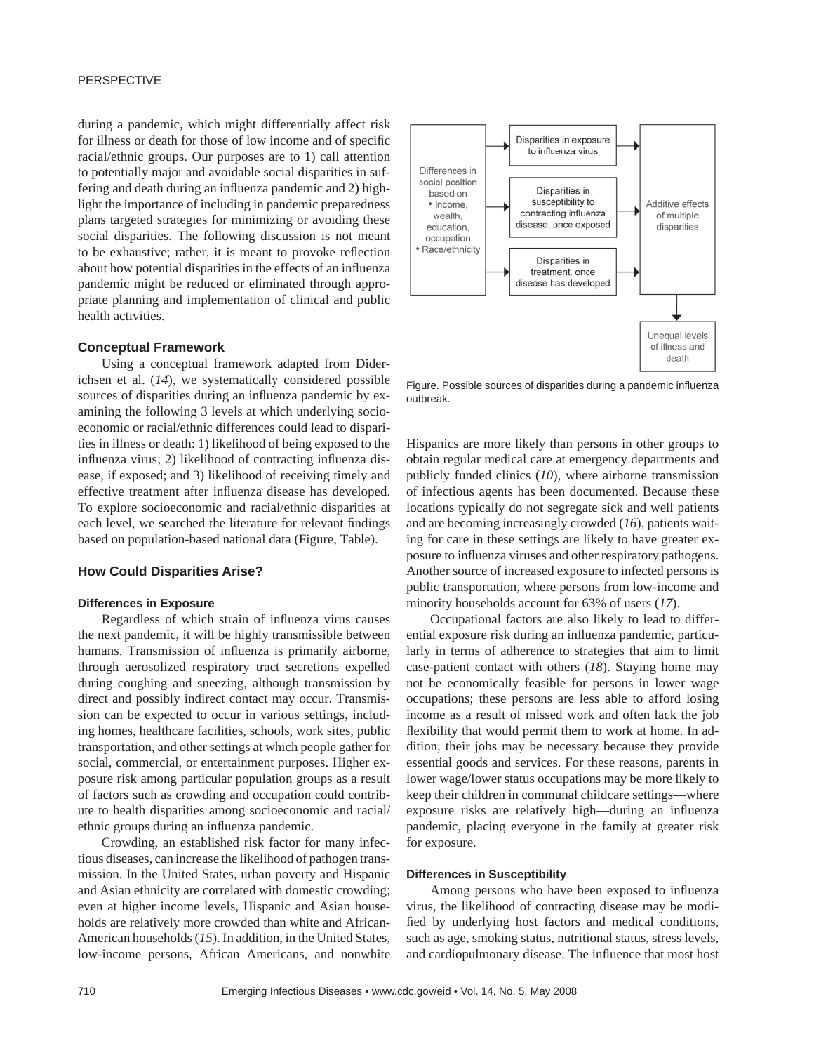during a pandemic, which might differentially affect risk for illness or death for those of low income and of specific racial/ethnic groups. Our purposes are to 1) call attention to potentially major and avoidable social disparities in suffering and death during an influenza pandemic and 2) highlight the importance of including in pandemic preparedness plans targeted strategies for minimizing or avoiding these social disparities. The following discussion is not meant to be exhaustive; rather, it is meant to provoke reflection about how potential disparities in the effects of an influenza pandemic might be reduced or eliminated through appropriate planning and implementation of clinical and public health activities.

## Conceptual Framework

Using a conceptual framework adapted from Diderichsen et al. (*14*), we systematically considered possible sources of disparities during an influenza pandemic by examining the following 3 levels at which underlying socioeconomic or racial/ethnic differences could lead to disparities in illness or death: 1) likelihood of being exposed to the influenza virus; 2) likelihood of contracting influenza disease, if exposed; and 3) likelihood of receiving timely and effective treatment after influenza disease has developed. To explore socioeconomic and racial/ethnic disparities at each level, we searched the literature for relevant findings based on population-based national data (Figure, Table).

Figure. Possible sources of disparities during a pandemic influenza outbreak.

## How Could Disparities Arise?

### Differences in Exposure

Regardless of which strain of influenza virus causes the next pandemic, it will be highly transmissible between humans. Transmission of influenza is primarily airborne, through aerosolized respiratory tract secretions expelled during coughing and sneezing, although transmission by direct and possibly indirect contact may occur. Transmission can be expected to occur in various settings, including homes, healthcare facilities, schools, work sites, public transportation, and other settings at which people gather for social, commercial, or entertainment purposes. Higher exposure risk among particular population groups as a result of factors such as crowding and occupation could contribute to health disparities among socioeconomic and racial/ethnic groups during an influenza pandemic.

Crowding, an established risk factor for many infectious diseases, can increase the likelihood of pathogen transmission. In the United States, urban poverty and Hispanic and Asian ethnicity are correlated with domestic crowding; even at higher income levels, Hispanic and Asian households are relatively more crowded than white and African-American households (*15*). In addition, in the United States, low-income persons, African Americans, and nonwhite Hispanics are more likely than persons in other groups to obtain regular medical care at emergency departments and publicly funded clinics (*10*), where airborne transmission of infectious agents has been documented. Because these locations typically do not segregate sick and well patients and are becoming increasingly crowded (*16*), patients waiting for care in these settings are likely to have greater exposure to influenza viruses and other respiratory pathogens. Another source of increased exposure to infected persons is public transportation, where persons from low-income and minority households account for 63% of users (*17*).

Occupational factors are also likely to lead to differential exposure risk during an influenza pandemic, particularly in terms of adherence to strategies that aim to limit case-patient contact with others (*18*). Staying home may not be economically feasible for persons in lower wage occupations; these persons are less able to afford losing income as a result of missed work and often lack the job flexibility that would permit them to work at home. In addition, their jobs may be necessary because they provide essential goods and services. For these reasons, parents in lower wage/lower status occupations may be more likely to keep their children in communal childcare settings—where exposure risks are relatively high—during an influenza pandemic, placing everyone in the family at greater risk for exposure.

### Differences in Susceptibility

Among persons who have been exposed to influenza virus, the likelihood of contracting disease may be modified by underlying host factors and medical conditions, such as age, smoking status, nutritional status, stress levels, and cardiopulmonary disease. The influence that most host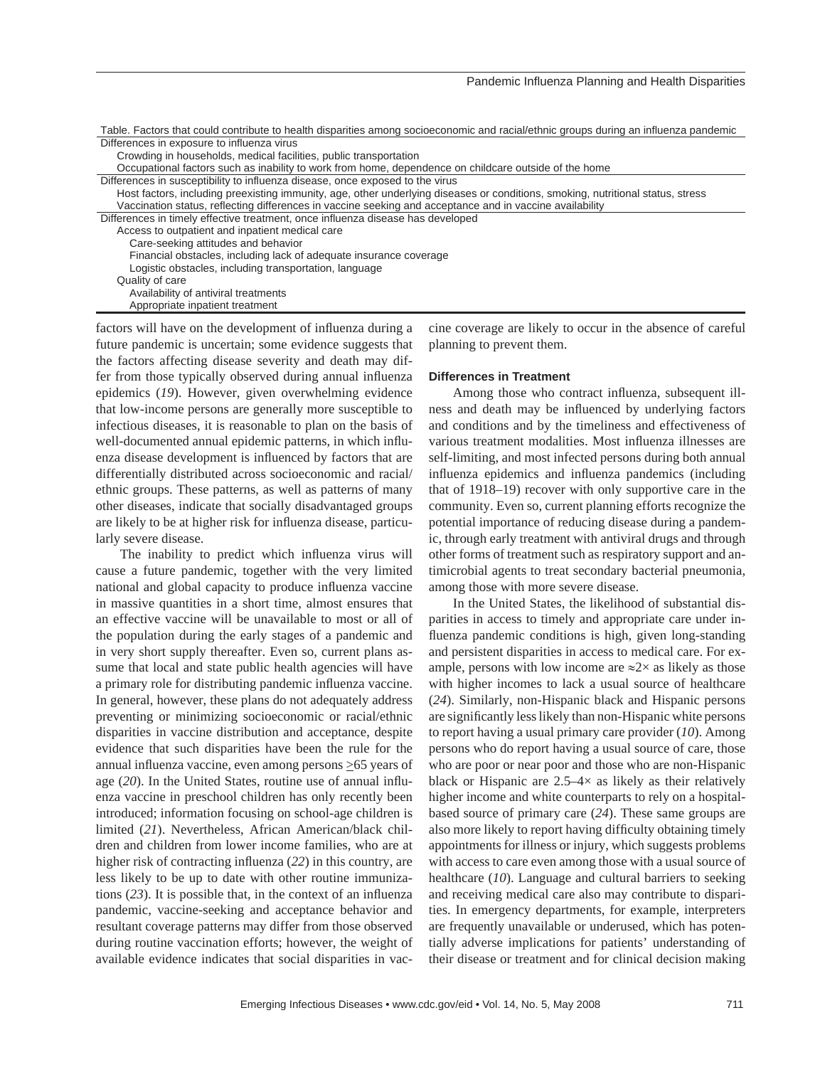Table. Factors that could contribute to health disparities among socioeconomic and racial/ethnic groups during an influenza pandemic

| Factor |
|---|
| Differences in exposure to influenza virus |
| Crowding in households, medical facilities, public transportation |
| Occupational factors such as inability to work from home, dependence on childcare outside of the home |
| Differences in susceptibility to influenza disease, once exposed to the virus |
| Host factors, including preexisting immunity, age, other underlying diseases or conditions, smoking, nutritional status, stress |
| Vaccination status, reflecting differences in vaccine seeking and acceptance and in vaccine availability |
| Differences in timely effective treatment, once influenza disease has developed |
| Access to outpatient and inpatient medical care |
| Care-seeking attitudes and behavior |
| Financial obstacles, including lack of adequate insurance coverage |
| Logistic obstacles, including transportation, language |
| Quality of care |
| Availability of antiviral treatments |
| Appropriate inpatient treatment |

factors will have on the development of influenza during a future pandemic is uncertain; some evidence suggests that the factors affecting disease severity and death may differ from those typically observed during annual influenza epidemics (*19*). However, given overwhelming evidence that low-income persons are generally more susceptible to infectious diseases, it is reasonable to plan on the basis of well-documented annual epidemic patterns, in which influenza disease development is influenced by factors that are differentially distributed across socioeconomic and racial/ethnic groups. These patterns, as well as patterns of many other diseases, indicate that socially disadvantaged groups are likely to be at higher risk for influenza disease, particularly severe disease.

The inability to predict which influenza virus will cause a future pandemic, together with the very limited national and global capacity to produce influenza vaccine in massive quantities in a short time, almost ensures that an effective vaccine will be unavailable to most or all of the population during the early stages of a pandemic and in very short supply thereafter. Even so, current plans assume that local and state public health agencies will have a primary role for distributing pandemic influenza vaccine. In general, however, these plans do not adequately address preventing or minimizing socioeconomic or racial/ethnic disparities in vaccine distribution and acceptance, despite evidence that such disparities have been the rule for the annual influenza vaccine, even among persons $\geq$65 years of age (*20*). In the United States, routine use of annual influenza vaccine in preschool children has only recently been introduced; information focusing on school-age children is limited (*21*). Nevertheless, African American/black children and children from lower income families, who are at higher risk of contracting influenza (*22*) in this country, are less likely to be up to date with other routine immunizations (*23*). It is possible that, in the context of an influenza pandemic, vaccine-seeking and acceptance behavior and resultant coverage patterns may differ from those observed during routine vaccination efforts; however, the weight of available evidence indicates that social disparities in vaccine coverage are likely to occur in the absence of careful planning to prevent them.

### Differences in Treatment

Among those who contract influenza, subsequent illness and death may be influenced by underlying factors and conditions and by the timeliness and effectiveness of various treatment modalities. Most influenza illnesses are self-limiting, and most infected persons during both annual influenza epidemics and influenza pandemics (including that of 1918–19) recover with only supportive care in the community. Even so, current planning efforts recognize the potential importance of reducing disease during a pandemic, through early treatment with antiviral drugs and through other forms of treatment such as respiratory support and antimicrobial agents to treat secondary bacterial pneumonia, among those with more severe disease.

In the United States, the likelihood of substantial disparities in access to timely and appropriate care under influenza pandemic conditions is high, given long-standing and persistent disparities in access to medical care. For example, persons with low income are $\approx$2× as likely as those with higher incomes to lack a usual source of healthcare (*24*). Similarly, non-Hispanic black and Hispanic persons are significantly less likely than non-Hispanic white persons to report having a usual primary care provider (*10*). Among persons who do report having a usual source of care, those who are poor or near poor and those who are non-Hispanic black or Hispanic are 2.5–4× as likely as their relatively higher income and white counterparts to rely on a hospital-based source of primary care (*24*). These same groups are also more likely to report having difficulty obtaining timely appointments for illness or injury, which suggests problems with access to care even among those with a usual source of healthcare (*10*). Language and cultural barriers to seeking and receiving medical care also may contribute to disparities. In emergency departments, for example, interpreters are frequently unavailable or underused, which has potentially adverse implications for patients' understanding of their disease or treatment and for clinical decision making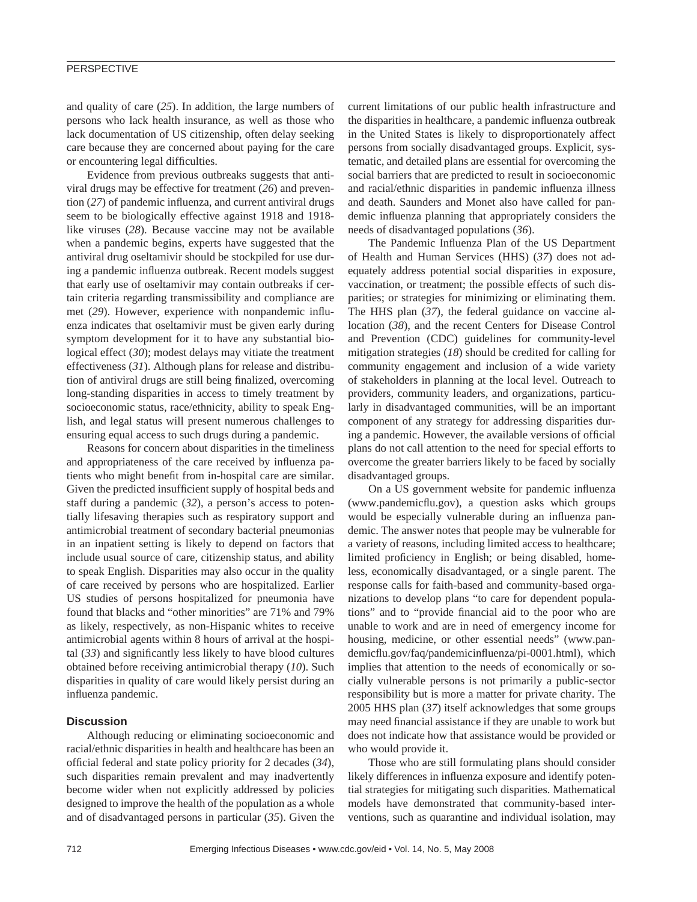and quality of care (*25*). In addition, the large numbers of persons who lack health insurance, as well as those who lack documentation of US citizenship, often delay seeking care because they are concerned about paying for the care or encountering legal difficulties.

Evidence from previous outbreaks suggests that antiviral drugs may be effective for treatment (*26*) and prevention (*27*) of pandemic influenza, and current antiviral drugs seem to be biologically effective against 1918 and 1918-like viruses (*28*). Because vaccine may not be available when a pandemic begins, experts have suggested that the antiviral drug oseltamivir should be stockpiled for use during a pandemic influenza outbreak. Recent models suggest that early use of oseltamivir may contain outbreaks if certain criteria regarding transmissibility and compliance are met (*29*). However, experience with nonpandemic influenza indicates that oseltamivir must be given early during symptom development for it to have any substantial biological effect (*30*); modest delays may vitiate the treatment effectiveness (*31*). Although plans for release and distribution of antiviral drugs are still being finalized, overcoming long-standing disparities in access to timely treatment by socioeconomic status, race/ethnicity, ability to speak English, and legal status will present numerous challenges to ensuring equal access to such drugs during a pandemic.

Reasons for concern about disparities in the timeliness and appropriateness of the care received by influenza patients who might benefit from in-hospital care are similar. Given the predicted insufficient supply of hospital beds and staff during a pandemic (*32*), a person's access to potentially lifesaving therapies such as respiratory support and antimicrobial treatment of secondary bacterial pneumonias in an inpatient setting is likely to depend on factors that include usual source of care, citizenship status, and ability to speak English. Disparities may also occur in the quality of care received by persons who are hospitalized. Earlier US studies of persons hospitalized for pneumonia have found that blacks and "other minorities" are 71% and 79% as likely, respectively, as non-Hispanic whites to receive antimicrobial agents within 8 hours of arrival at the hospital (*33*) and significantly less likely to have blood cultures obtained before receiving antimicrobial therapy (*10*). Such disparities in quality of care would likely persist during an influenza pandemic.

## Discussion

Although reducing or eliminating socioeconomic and racial/ethnic disparities in health and healthcare has been an official federal and state policy priority for 2 decades (*34*), such disparities remain prevalent and may inadvertently become wider when not explicitly addressed by policies designed to improve the health of the population as a whole and of disadvantaged persons in particular (*35*). Given the current limitations of our public health infrastructure and the disparities in healthcare, a pandemic influenza outbreak in the United States is likely to disproportionately affect persons from socially disadvantaged groups. Explicit, systematic, and detailed plans are essential for overcoming the social barriers that are predicted to result in socioeconomic and racial/ethnic disparities in pandemic influenza illness and death. Saunders and Monet also have called for pandemic influenza planning that appropriately considers the needs of disadvantaged populations (*36*).

The Pandemic Influenza Plan of the US Department of Health and Human Services (HHS) (*37*) does not adequately address potential social disparities in exposure, vaccination, or treatment; the possible effects of such disparities; or strategies for minimizing or eliminating them. The HHS plan (*37*), the federal guidance on vaccine allocation (*38*), and the recent Centers for Disease Control and Prevention (CDC) guidelines for community-level mitigation strategies (*18*) should be credited for calling for community engagement and inclusion of a wide variety of stakeholders in planning at the local level. Outreach to providers, community leaders, and organizations, particularly in disadvantaged communities, will be an important component of any strategy for addressing disparities during a pandemic. However, the available versions of official plans do not call attention to the need for special efforts to overcome the greater barriers likely to be faced by socially disadvantaged groups.

On a US government website for pandemic influenza (www.pandemicflu.gov), a question asks which groups would be especially vulnerable during an influenza pandemic. The answer notes that people may be vulnerable for a variety of reasons, including limited access to healthcare; limited proficiency in English; or being disabled, homeless, economically disadvantaged, or a single parent. The response calls for faith-based and community-based organizations to develop plans "to care for dependent populations" and to "provide financial aid to the poor who are unable to work and are in need of emergency income for housing, medicine, or other essential needs" (www.pandemicflu.gov/faq/pandemicinfluenza/pi-0001.html), which implies that attention to the needs of economically or socially vulnerable persons is not primarily a public-sector responsibility but is more a matter for private charity. The 2005 HHS plan (*37*) itself acknowledges that some groups may need financial assistance if they are unable to work but does not indicate how that assistance would be provided or who would provide it.

Those who are still formulating plans should consider likely differences in influenza exposure and identify potential strategies for mitigating such disparities. Mathematical models have demonstrated that community-based interventions, such as quarantine and individual isolation, may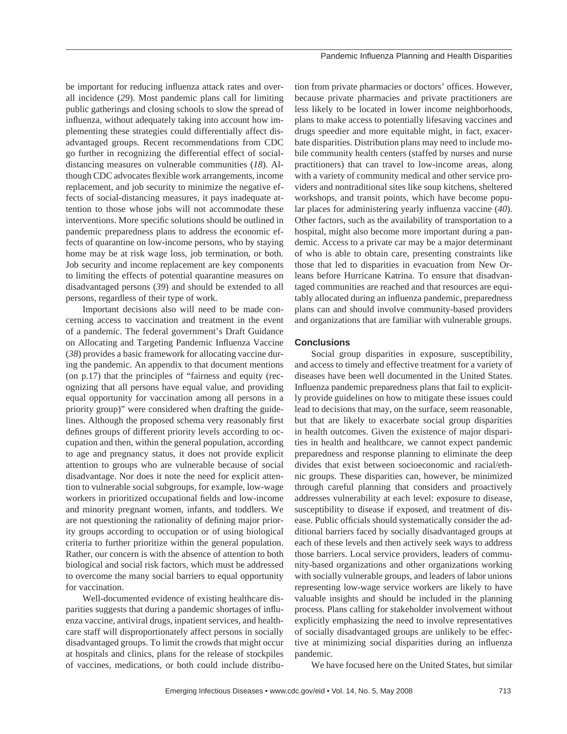be important for reducing influenza attack rates and overall incidence (*29*). Most pandemic plans call for limiting public gatherings and closing schools to slow the spread of influenza, without adequately taking into account how implementing these strategies could differentially affect disadvantaged groups. Recent recommendations from CDC go further in recognizing the differential effect of social-distancing measures on vulnerable communities (*18*). Although CDC advocates flexible work arrangements, income replacement, and job security to minimize the negative effects of social-distancing measures, it pays inadequate attention to those whose jobs will not accommodate these interventions. More specific solutions should be outlined in pandemic preparedness plans to address the economic effects of quarantine on low-income persons, who by staying home may be at risk wage loss, job termination, or both. Job security and income replacement are key components to limiting the effects of potential quarantine measures on disadvantaged persons (*39*) and should be extended to all persons, regardless of their type of work.

Important decisions also will need to be made concerning access to vaccination and treatment in the event of a pandemic. The federal government's Draft Guidance on Allocating and Targeting Pandemic Influenza Vaccine (*38*) provides a basic framework for allocating vaccine during the pandemic. An appendix to that document mentions (on p.17) that the principles of "fairness and equity (recognizing that all persons have equal value, and providing equal opportunity for vaccination among all persons in a priority group)" were considered when drafting the guidelines. Although the proposed schema very reasonably first defines groups of different priority levels according to occupation and then, within the general population, according to age and pregnancy status, it does not provide explicit attention to groups who are vulnerable because of social disadvantage. Nor does it note the need for explicit attention to vulnerable social subgroups, for example, low-wage workers in prioritized occupational fields and low-income and minority pregnant women, infants, and toddlers. We are not questioning the rationality of defining major priority groups according to occupation or of using biological criteria to further prioritize within the general population. Rather, our concern is with the absence of attention to both biological and social risk factors, which must be addressed to overcome the many social barriers to equal opportunity for vaccination.

Well-documented evidence of existing healthcare disparities suggests that during a pandemic shortages of influenza vaccine, antiviral drugs, inpatient services, and healthcare staff will disproportionately affect persons in socially disadvantaged groups. To limit the crowds that might occur at hospitals and clinics, plans for the release of stockpiles of vaccines, medications, or both could include distribution from private pharmacies or doctors' offices. However, because private pharmacies and private practitioners are less likely to be located in lower income neighborhoods, plans to make access to potentially lifesaving vaccines and drugs speedier and more equitable might, in fact, exacerbate disparities. Distribution plans may need to include mobile community health centers (staffed by nurses and nurse practitioners) that can travel to low-income areas, along with a variety of community medical and other service providers and nontraditional sites like soup kitchens, sheltered workshops, and transit points, which have become popular places for administering yearly influenza vaccine (*40*). Other factors, such as the availability of transportation to a hospital, might also become more important during a pandemic. Access to a private car may be a major determinant of who is able to obtain care, presenting constraints like those that led to disparities in evacuation from New Orleans before Hurricane Katrina. To ensure that disadvantaged communities are reached and that resources are equitably allocated during an influenza pandemic, preparedness plans can and should involve community-based providers and organizations that are familiar with vulnerable groups.

## Conclusions

Social group disparities in exposure, susceptibility, and access to timely and effective treatment for a variety of diseases have been well documented in the United States. Influenza pandemic preparedness plans that fail to explicitly provide guidelines on how to mitigate these issues could lead to decisions that may, on the surface, seem reasonable, but that are likely to exacerbate social group disparities in health outcomes. Given the existence of major disparities in health and healthcare, we cannot expect pandemic preparedness and response planning to eliminate the deep divides that exist between socioeconomic and racial/ethnic groups. These disparities can, however, be minimized through careful planning that considers and proactively addresses vulnerability at each level: exposure to disease, susceptibility to disease if exposed, and treatment of disease. Public officials should systematically consider the additional barriers faced by socially disadvantaged groups at each of these levels and then actively seek ways to address those barriers. Local service providers, leaders of community-based organizations and other organizations working with socially vulnerable groups, and leaders of labor unions representing low-wage service workers are likely to have valuable insights and should be included in the planning process. Plans calling for stakeholder involvement without explicitly emphasizing the need to involve representatives of socially disadvantaged groups are unlikely to be effective at minimizing social disparities during an influenza pandemic.

We have focused here on the United States, but similar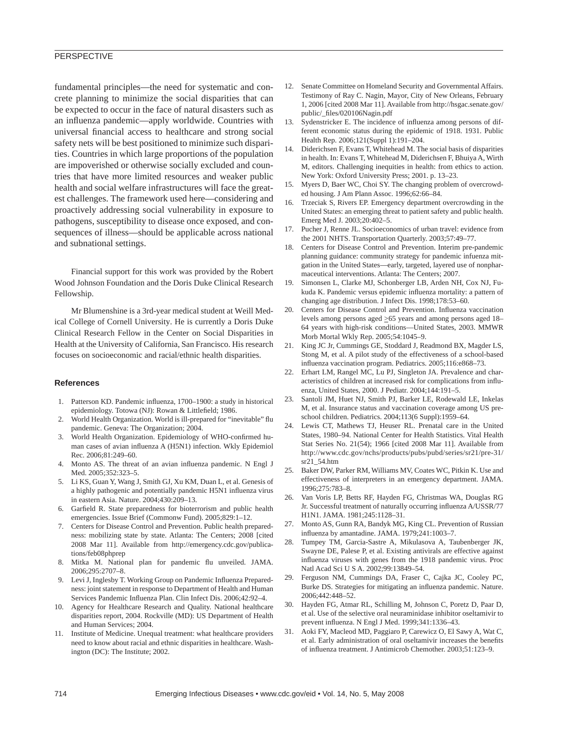fundamental principles—the need for systematic and concrete planning to minimize the social disparities that can be expected to occur in the face of natural disasters such as an influenza pandemic—apply worldwide. Countries with universal financial access to healthcare and strong social safety nets will be best positioned to minimize such disparities. Countries in which large proportions of the population are impoverished or otherwise socially excluded and countries that have more limited resources and weaker public health and social welfare infrastructures will face the greatest challenges. The framework used here—considering and proactively addressing social vulnerability in exposure to pathogens, susceptibility to disease once exposed, and consequences of illness—should be applicable across national and subnational settings.

Financial support for this work was provided by the Robert Wood Johnson Foundation and the Doris Duke Clinical Research Fellowship.

Mr Blumenshine is a 3rd-year medical student at Weill Medical College of Cornell University. He is currently a Doris Duke Clinical Research Fellow in the Center on Social Disparities in Health at the University of California, San Francisco. His research focuses on socioeconomic and racial/ethnic health disparities.

## References

1. Patterson KD. Pandemic influenza, 1700–1900: a study in historical epidemiology. Totowa (NJ): Rowan & Littlefield; 1986.
2. World Health Organization. World is ill-prepared for "inevitable" flu pandemic. Geneva: The Organization; 2004.
3. World Health Organization. Epidemiology of WHO-confirmed human cases of avian influenza A (H5N1) infection. Wkly Epidemiol Rec. 2006;81:249–60.
4. Monto AS. The threat of an avian influenza pandemic. N Engl J Med. 2005;352:323–5.
5. Li KS, Guan Y, Wang J, Smith GJ, Xu KM, Duan L, et al. Genesis of a highly pathogenic and potentially pandemic H5N1 influenza virus in eastern Asia. Nature. 2004;430:209–13.
6. Garfield R. State preparedness for bioterrorism and public health emergencies. Issue Brief (Commonw Fund). 2005;829:1–12.
7. Centers for Disease Control and Prevention. Public health preparedness: mobilizing state by state. Atlanta: The Centers; 2008 [cited 2008 Mar 11]. Available from http://emergency.cdc.gov/publications/feb08phprep
8. Mitka M. National plan for pandemic flu unveiled. JAMA. 2006;295:2707–8.
9. Levi J, Inglesby T. Working Group on Pandemic Influenza Preparedness: joint statement in response to Department of Health and Human Services Pandemic Influenza Plan. Clin Infect Dis. 2006;42:92–4.
10. Agency for Healthcare Research and Quality. National healthcare disparities report, 2004. Rockville (MD): US Department of Health and Human Services; 2004.
11. Institute of Medicine. Unequal treatment: what healthcare providers need to know about racial and ethnic disparities in healthcare. Washington (DC): The Institute; 2002.
12. Senate Committee on Homeland Security and Governmental Affairs. Testimony of Ray C. Nagin, Mayor, City of New Orleans, February 1, 2006 [cited 2008 Mar 11]. Available from http://hsgac.senate.gov/public/_files/020106Nagin.pdf
13. Sydenstricker E. The incidence of influenza among persons of different economic status during the epidemic of 1918. 1931. Public Health Rep. 2006;121(Suppl 1):191–204.
14. Diderichsen F, Evans T, Whitehead M. The social basis of disparities in health. In: Evans T, Whitehead M, Diderichsen F, Bhuiya A, Wirth M, editors. Challenging inequities in health: from ethics to action. New York: Oxford University Press; 2001. p. 13–23.
15. Myers D, Baer WC, Choi SY. The changing problem of overcrowded housing. J Am Plann Assoc. 1996;62:66–84.
16. Trzeciak S, Rivers EP. Emergency department overcrowding in the United States: an emerging threat to patient safety and public health. Emerg Med J. 2003;20:402–5.
17. Pucher J, Renne JL. Socioeconomics of urban travel: evidence from the 2001 NHTS. Transportation Quarterly. 2003;57:49–77.
18. Centers for Disease Control and Prevention. Interim pre-pandemic planning guidance: community strategy for pandemic infuenza mitgation in the United States—early, targeted, layered use of nonpharmaceutical interventions. Atlanta: The Centers; 2007.
19. Simonsen L, Clarke MJ, Schonberger LB, Arden NH, Cox NJ, Fukuda K. Pandemic versus epidemic influenza mortality: a pattern of changing age distribution. J Infect Dis. 1998;178:53–60.
20. Centers for Disease Control and Prevention. Influenza vaccination levels among persons aged ≥65 years and among persons aged 18–64 years with high-risk conditions—United States, 2003. MMWR Morb Mortal Wkly Rep. 2005;54:1045–9.
21. King JC Jr, Cummings GE, Stoddard J, Readmond BX, Magder LS, Stong M, et al. A pilot study of the effectiveness of a school-based influenza vaccination program. Pediatrics. 2005;116:e868–73.
22. Erhart LM, Rangel MC, Lu PJ, Singleton JA. Prevalence and characteristics of children at increased risk for complications from influenza, United States, 2000. J Pediatr. 2004;144:191–5.
23. Santoli JM, Huet NJ, Smith PJ, Barker LE, Rodewald LE, Inkelas M, et al. Insurance status and vaccination coverage among US preschool children. Pediatrics. 2004;113(6 Suppl):1959–64.
24. Lewis CT, Mathews TJ, Heuser RL. Prenatal care in the United States, 1980–94. National Center for Health Statistics. Vital Health Stat Series No. 21(54); 1966 [cited 2008 Mar 11]. Available from http://www.cdc.gov/nchs/products/pubs/pubd/series/sr21/pre-31/sr21_54.htm
25. Baker DW, Parker RM, Williams MV, Coates WC, Pitkin K. Use and effectiveness of interpreters in an emergency department. JAMA. 1996;275:783–8.
26. Van Voris LP, Betts RF, Hayden FG, Christmas WA, Douglas RG Jr. Successful treatment of naturally occurring influenza A/USSR/77 H1N1. JAMA. 1981;245:1128–31.
27. Monto AS, Gunn RA, Bandyk MG, King CL. Prevention of Russian influenza by amantadine. JAMA. 1979;241:1003–7.
28. Tumpey TM, Garcia-Sastre A, Mikulasova A, Taubenberger JK, Swayne DE, Palese P, et al. Existing antivirals are effective against influenza viruses with genes from the 1918 pandemic virus. Proc Natl Acad Sci U S A. 2002;99:13849–54.
29. Ferguson NM, Cummings DA, Fraser C, Cajka JC, Cooley PC, Burke DS. Strategies for mitigating an influenza pandemic. Nature. 2006;442:448–52.
30. Hayden FG, Atmar RL, Schilling M, Johnson C, Poretz D, Paar D, et al. Use of the selective oral neuraminidase inhibitor oseltamivir to prevent influenza. N Engl J Med. 1999;341:1336–43.
31. Aoki FY, Macleod MD, Paggiaro P, Carewicz O, El Sawy A, Wat C, et al. Early administration of oral oseltamivir increases the benefits of influenza treatment. J Antimicrob Chemother. 2003;51:123–9.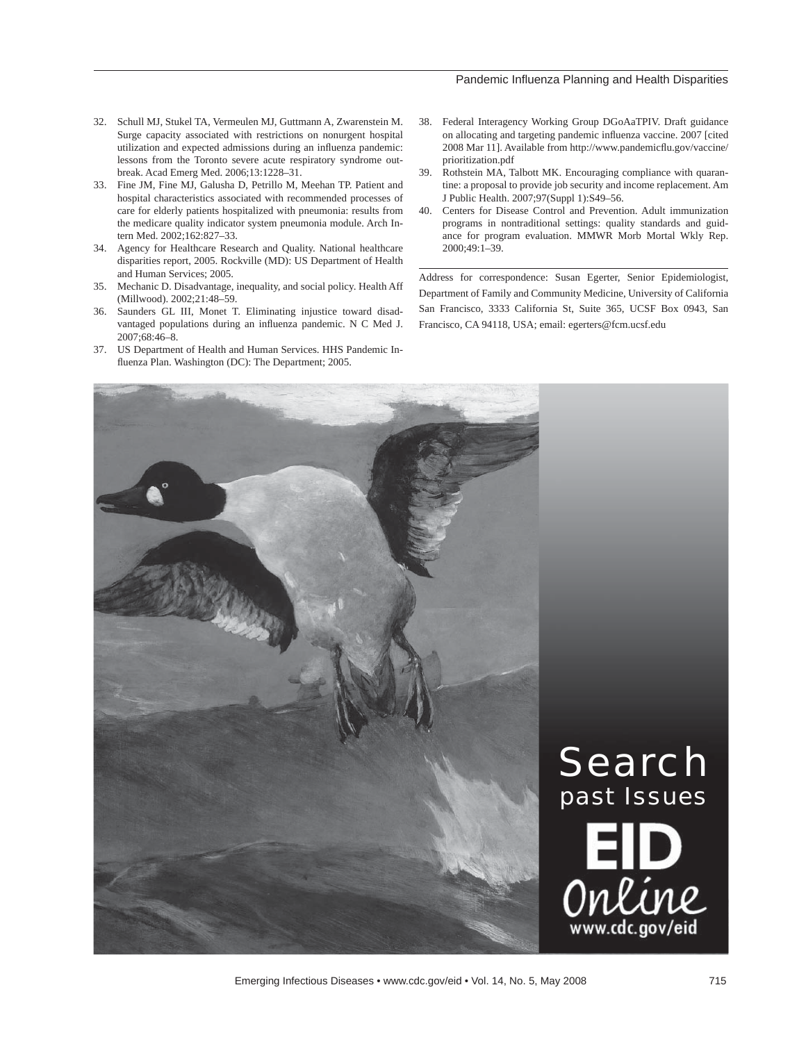32. Schull MJ, Stukel TA, Vermeulen MJ, Guttmann A, Zwarenstein M. Surge capacity associated with restrictions on nonurgent hospital utilization and expected admissions during an influenza pandemic: lessons from the Toronto severe acute respiratory syndrome outbreak. Acad Emerg Med. 2006;13:1228–31.
33. Fine JM, Fine MJ, Galusha D, Petrillo M, Meehan TP. Patient and hospital characteristics associated with recommended processes of care for elderly patients hospitalized with pneumonia: results from the medicare quality indicator system pneumonia module. Arch Intern Med. 2002;162:827–33.
34. Agency for Healthcare Research and Quality. National healthcare disparities report, 2005. Rockville (MD): US Department of Health and Human Services; 2005.
35. Mechanic D. Disadvantage, inequality, and social policy. Health Aff (Millwood). 2002;21:48–59.
36. Saunders GL III, Monet T. Eliminating injustice toward disadvantaged populations during an influenza pandemic. N C Med J. 2007;68:46–8.
37. US Department of Health and Human Services. HHS Pandemic Influenza Plan. Washington (DC): The Department; 2005.
38. Federal Interagency Working Group DGoAaTPIV. Draft guidance on allocating and targeting pandemic influenza vaccine. 2007 [cited 2008 Mar 11]. Available from http://www.pandemicflu.gov/vaccine/prioritization.pdf
39. Rothstein MA, Talbott MK. Encouraging compliance with quarantine: a proposal to provide job security and income replacement. Am J Public Health. 2007;97(Suppl 1):S49–56.
40. Centers for Disease Control and Prevention. Adult immunization programs in nontraditional settings: quality standards and guidance for program evaluation. MMWR Morb Mortal Wkly Rep. 2000;49:1–39.

Address for correspondence: Susan Egerter, Senior Epidemiologist, Department of Family and Community Medicine, University of California San Francisco, 3333 California St, Suite 365, UCSF Box 0943, San Francisco, CA 94118, USA; email: egerters@fcm.ucsf.edu

Search past Issues

EID Online

www.cdc.gov/eid